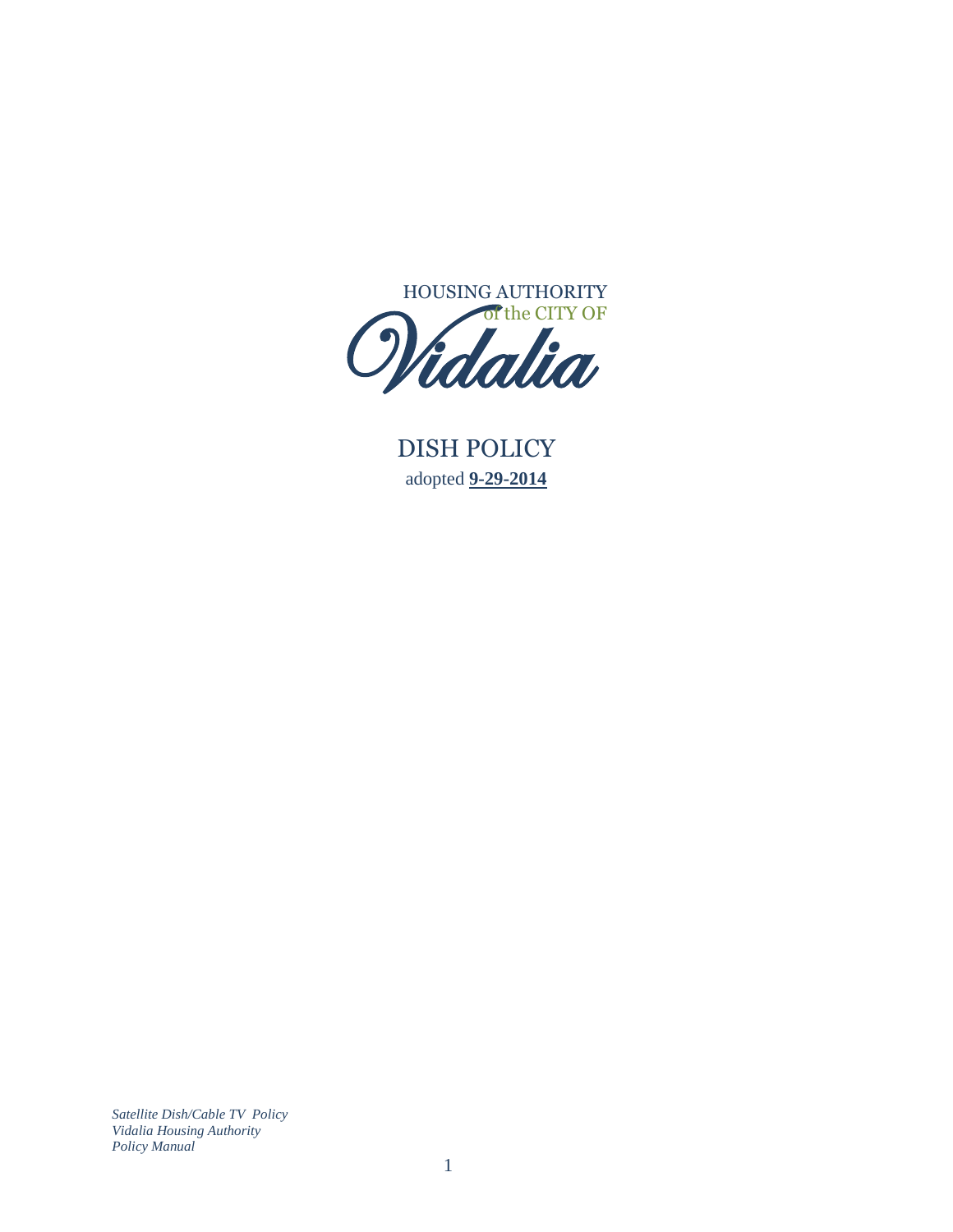HOUSING AUTHORITY
of the CITY OF
Vidalia

# DISH POLICY

adopted **9-29-2014**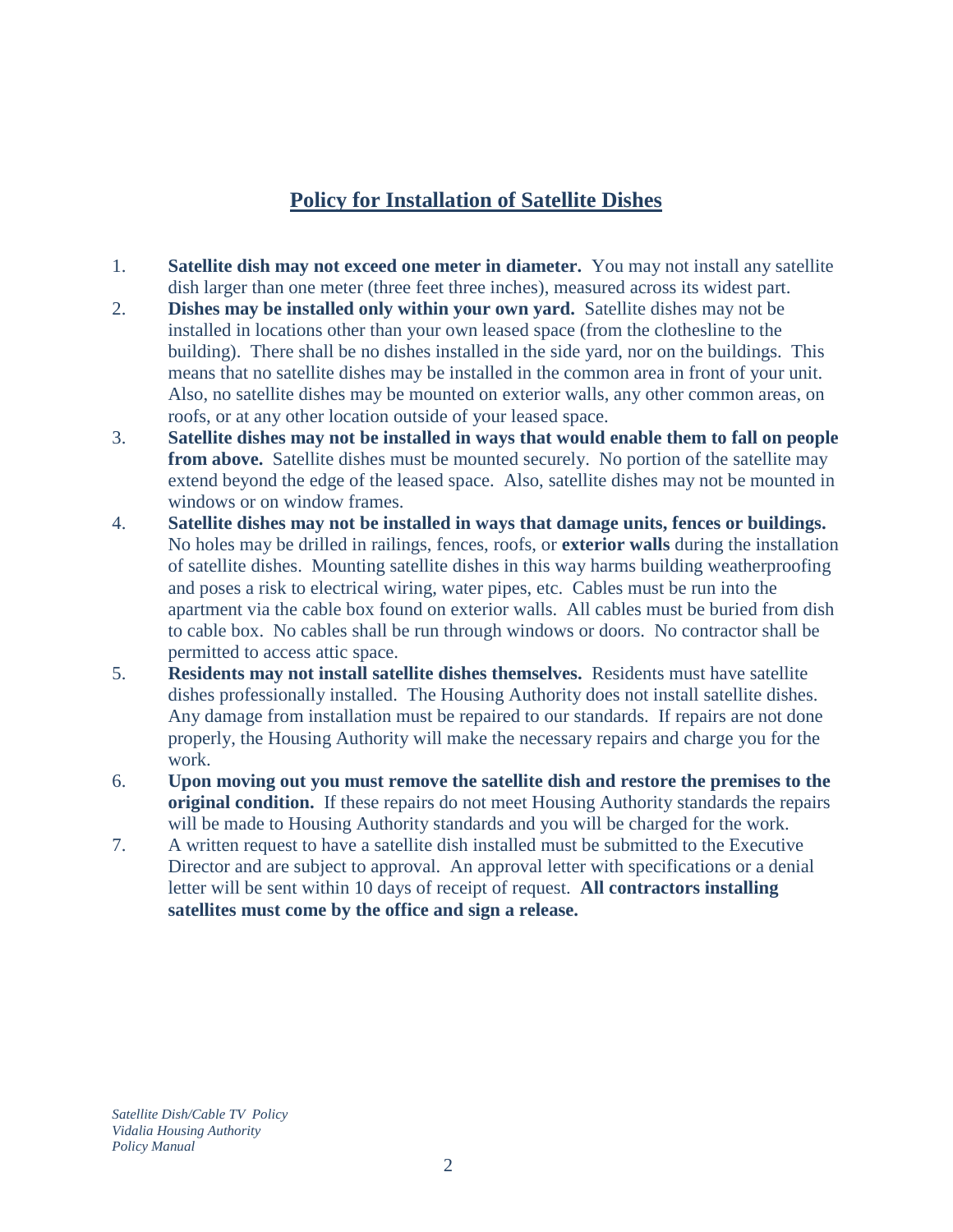## Policy for Installation of Satellite Dishes

1. **Satellite dish may not exceed one meter in diameter.** You may not install any satellite dish larger than one meter (three feet three inches), measured across its widest part.
2. **Dishes may be installed only within your own yard.** Satellite dishes may not be installed in locations other than your own leased space (from the clothesline to the building). There shall be no dishes installed in the side yard, nor on the buildings. This means that no satellite dishes may be installed in the common area in front of your unit. Also, no satellite dishes may be mounted on exterior walls, any other common areas, on roofs, or at any other location outside of your leased space.
3. **Satellite dishes may not be installed in ways that would enable them to fall on people from above.** Satellite dishes must be mounted securely. No portion of the satellite may extend beyond the edge of the leased space. Also, satellite dishes may not be mounted in windows or on window frames.
4. **Satellite dishes may not be installed in ways that damage units, fences or buildings.** No holes may be drilled in railings, fences, roofs, or **exterior walls** during the installation of satellite dishes. Mounting satellite dishes in this way harms building weatherproofing and poses a risk to electrical wiring, water pipes, etc. Cables must be run into the apartment via the cable box found on exterior walls. All cables must be buried from dish to cable box. No cables shall be run through windows or doors. No contractor shall be permitted to access attic space.
5. **Residents may not install satellite dishes themselves.** Residents must have satellite dishes professionally installed. The Housing Authority does not install satellite dishes. Any damage from installation must be repaired to our standards. If repairs are not done properly, the Housing Authority will make the necessary repairs and charge you for the work.
6. **Upon moving out you must remove the satellite dish and restore the premises to the original condition.** If these repairs do not meet Housing Authority standards the repairs will be made to Housing Authority standards and you will be charged for the work.
7. A written request to have a satellite dish installed must be submitted to the Executive Director and are subject to approval. An approval letter with specifications or a denial letter will be sent within 10 days of receipt of request. **All contractors installing satellites must come by the office and sign a release.**